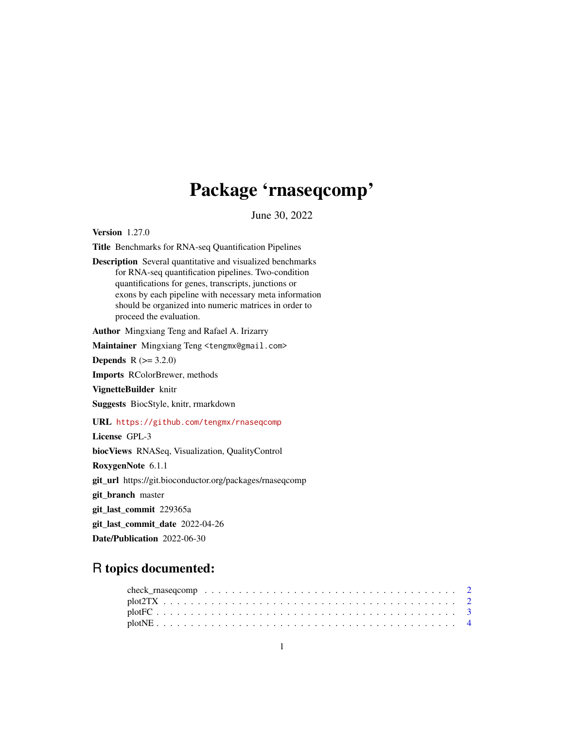# Package 'rnaseqcomp'

June 30, 2022

**Version** 1.27.0

**Title** Benchmarks for RNA-seq Quantification Pipelines

**Description** Several quantitative and visualized benchmarks for RNA-seq quantification pipelines. Two-condition quantifications for genes, transcripts, junctions or exons by each pipeline with necessary meta information should be organized into numeric matrices in order to proceed the evaluation.

**Author** Mingxiang Teng and Rafael A. Irizarry

**Maintainer** Mingxiang Teng <tengmx@gmail.com>

**Depends** R (>= 3.2.0)

**Imports** RColorBrewer, methods

**VignetteBuilder** knitr

**Suggests** BiocStyle, knitr, rmarkdown

**URL** https://github.com/tengmx/rnaseqcomp

**License** GPL-3

**biocViews** RNASeq, Visualization, QualityControl

**RoxygenNote** 6.1.1

**git_url** https://git.bioconductor.org/packages/rnaseqcomp

**git_branch** master

**git_last_commit** 229365a

**git_last_commit_date** 2022-04-26

**Date/Publication** 2022-06-30

## R topics documented:

- check_rnaseqcomp . . . . . . . . . . . . . . . . . . . . . . . . . . . . . . . . . . 2
- plot2TX . . . . . . . . . . . . . . . . . . . . . . . . . . . . . . . . . . . . . . . 2
- plotFC . . . . . . . . . . . . . . . . . . . . . . . . . . . . . . . . . . . . . . . . 3
- plotNE . . . . . . . . . . . . . . . . . . . . . . . . . . . . . . . . . . . . . . . . 4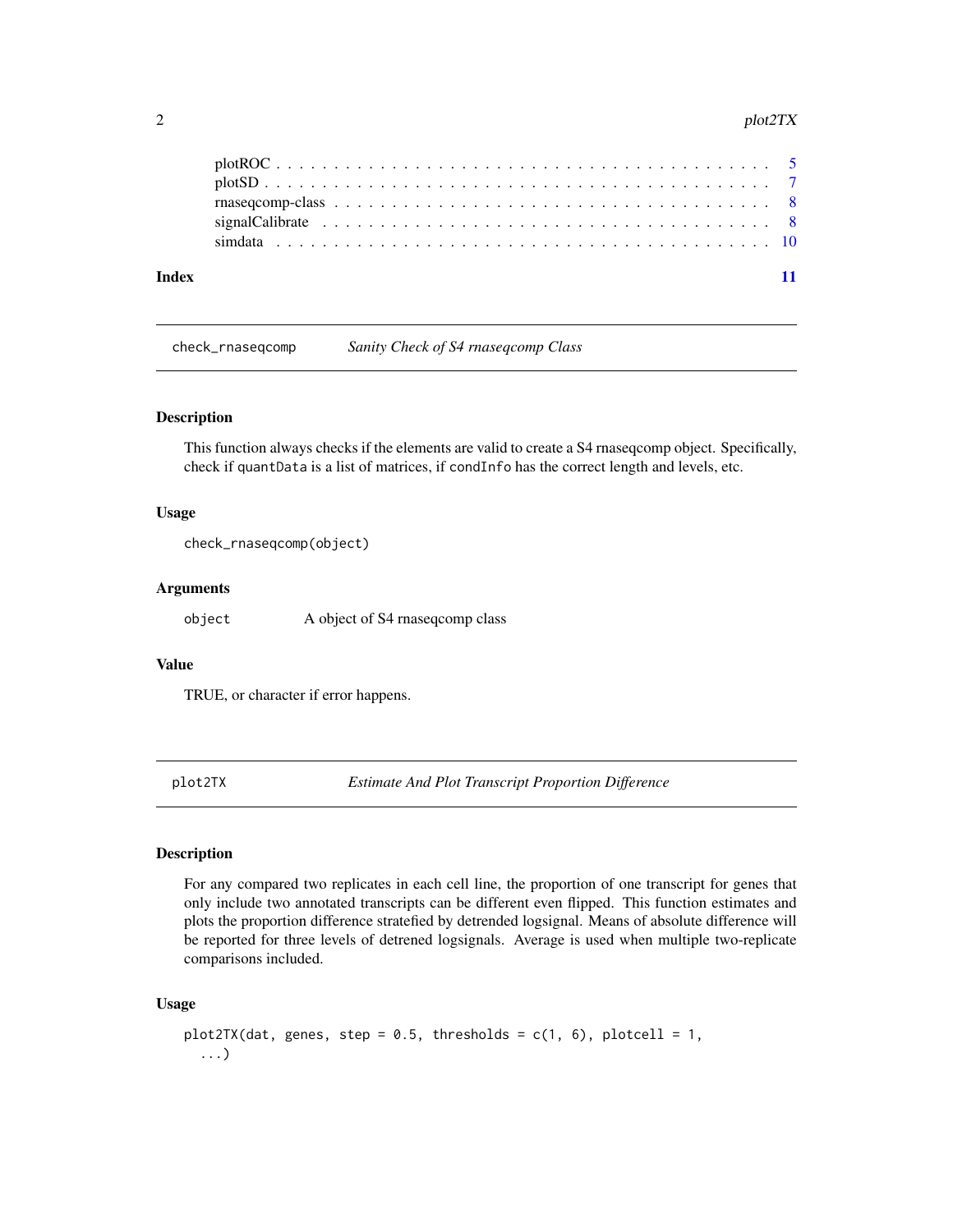plotROC . . . . . . . . . . . . . . . . . . . . . . . . . . . . . . . . . . . . . . . . . . 5
plotSD . . . . . . . . . . . . . . . . . . . . . . . . . . . . . . . . . . . . . . . . . . . 7
rnaseqcomp-class . . . . . . . . . . . . . . . . . . . . . . . . . . . . . . . . . . . . . 8
signalCalibrate . . . . . . . . . . . . . . . . . . . . . . . . . . . . . . . . . . . . . . 8
simdata . . . . . . . . . . . . . . . . . . . . . . . . . . . . . . . . . . . . . . . . . . . 10

**Index** **11**

---

## check_rnaseqcomp *Sanity Check of S4 rnaseqcomp Class*

### Description

This function always checks if the elements are valid to create a S4 rnaseqcomp object. Specifically, check if `quantData` is a list of matrices, if `condInfo` has the correct length and levels, etc.

### Usage

```
check_rnaseqcomp(object)
```

### Arguments

| | |
|---|---|
| `object` | A object of S4 rnaseqcomp class |

### Value

TRUE, or character if error happens.

---

## plot2TX *Estimate And Plot Transcript Proportion Difference*

### Description

For any compared two replicates in each cell line, the proportion of one transcript for genes that only include two annotated transcripts can be different even flipped. This function estimates and plots the proportion difference stratefied by detrended logsignal. Means of absolute difference will be reported for three levels of detrened logsignals. Average is used when multiple two-replicate comparisons included.

### Usage

```
plot2TX(dat, genes, step = 0.5, thresholds = c(1, 6), plotcell = 1,
  ...)
```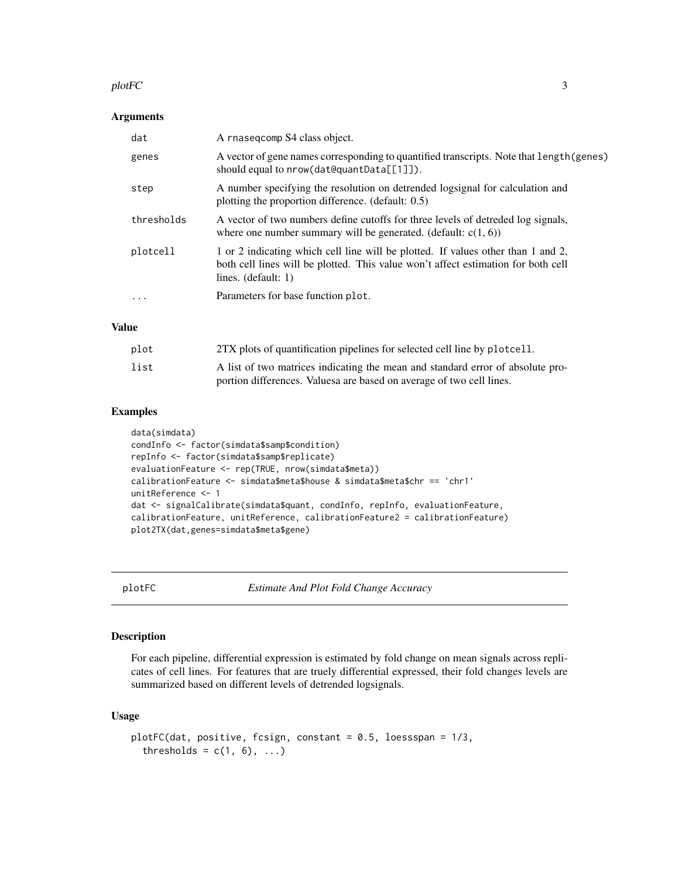### Arguments

| | |
|---|---|
| dat | A rnaseqcomp S4 class object. |
| genes | A vector of gene names corresponding to quantified transcripts. Note that length(genes) should equal to nrow(dat@quantData[[1]]). |
| step | A number specifying the resolution on detrended logsignal for calculation and plotting the proportion difference. (default: 0.5) |
| thresholds | A vector of two numbers define cutoffs for three levels of detreded log signals, where one number summary will be generated. (default: c(1, 6)) |
| plotcell | 1 or 2 indicating which cell line will be plotted. If values other than 1 and 2, both cell lines will be plotted. This value won't affect estimation for both cell lines. (default: 1) |
| ... | Parameters for base function plot. |

### Value

| | |
|---|---|
| plot | 2TX plots of quantification pipelines for selected cell line by plotcell. |
| list | A list of two matrices indicating the mean and standard error of absolute proportion differences. Valuesa are based on average of two cell lines. |

### Examples

```
data(simdata)
condInfo <- factor(simdata$samp$condition)
repInfo <- factor(simdata$samp$replicate)
evaluationFeature <- rep(TRUE, nrow(simdata$meta))
calibrationFeature <- simdata$meta$house & simdata$meta$chr == 'chr1'
unitReference <- 1
dat <- signalCalibrate(simdata$quant, condInfo, repInfo, evaluationFeature,
calibrationFeature, unitReference, calibrationFeature2 = calibrationFeature)
plot2TX(dat,genes=simdata$meta$gene)
```

---

## plotFC *Estimate And Plot Fold Change Accuracy*

---

### Description

For each pipeline, differential expression is estimated by fold change on mean signals across replicates of cell lines. For features that are truely differential expressed, their fold changes levels are summarized based on different levels of detrended logsignals.

### Usage

```
plotFC(dat, positive, fcsign, constant = 0.5, loessspan = 1/3,
  thresholds = c(1, 6), ...)
```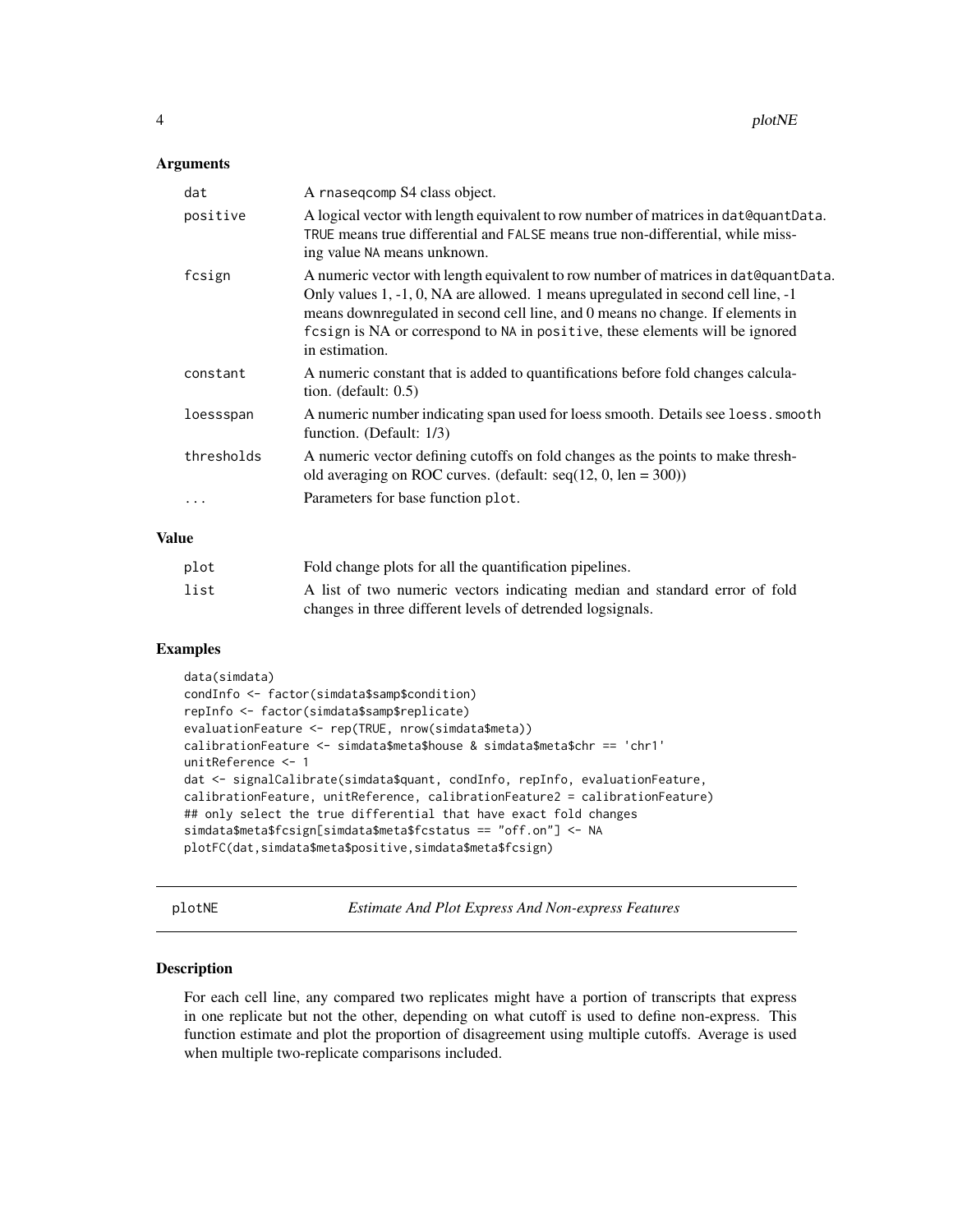### Arguments

| | |
|---|---|
| dat | A rnaseqcomp S4 class object. |
| positive | A logical vector with length equivalent to row number of matrices in dat@quantData. TRUE means true differential and FALSE means true non-differential, while missing value NA means unknown. |
| fcsign | A numeric vector with length equivalent to row number of matrices in dat@quantData. Only values 1, -1, 0, NA are allowed. 1 means upregulated in second cell line, -1 means downregulated in second cell line, and 0 means no change. If elements in fcsign is NA or correspond to NA in positive, these elements will be ignored in estimation. |
| constant | A numeric constant that is added to quantifications before fold changes calculation. (default: 0.5) |
| loessspan | A numeric number indicating span used for loess smooth. Details see loess.smooth function. (Default: 1/3) |
| thresholds | A numeric vector defining cutoffs on fold changes as the points to make threshold averaging on ROC curves. (default: seq(12, 0, len = 300)) |
| ... | Parameters for base function plot. |

### Value

| | |
|---|---|
| plot | Fold change plots for all the quantification pipelines. |
| list | A list of two numeric vectors indicating median and standard error of fold changes in three different levels of detrended logsignals. |

### Examples

```
data(simdata)
condInfo <- factor(simdata$samp$condition)
repInfo <- factor(simdata$samp$replicate)
evaluationFeature <- rep(TRUE, nrow(simdata$meta))
calibrationFeature <- simdata$meta$house & simdata$meta$chr == 'chr1'
unitReference <- 1
dat <- signalCalibrate(simdata$quant, condInfo, repInfo, evaluationFeature,
calibrationFeature, unitReference, calibrationFeature2 = calibrationFeature)
## only select the true differential that have exact fold changes
simdata$meta$fcsign[simdata$meta$fcstatus == "off.on"] <- NA
plotFC(dat,simdata$meta$positive,simdata$meta$fcsign)
```

---

## plotNE — *Estimate And Plot Express And Non-express Features*

### Description

For each cell line, any compared two replicates might have a portion of transcripts that express in one replicate but not the other, depending on what cutoff is used to define non-express. This function estimate and plot the proportion of disagreement using multiple cutoffs. Average is used when multiple two-replicate comparisons included.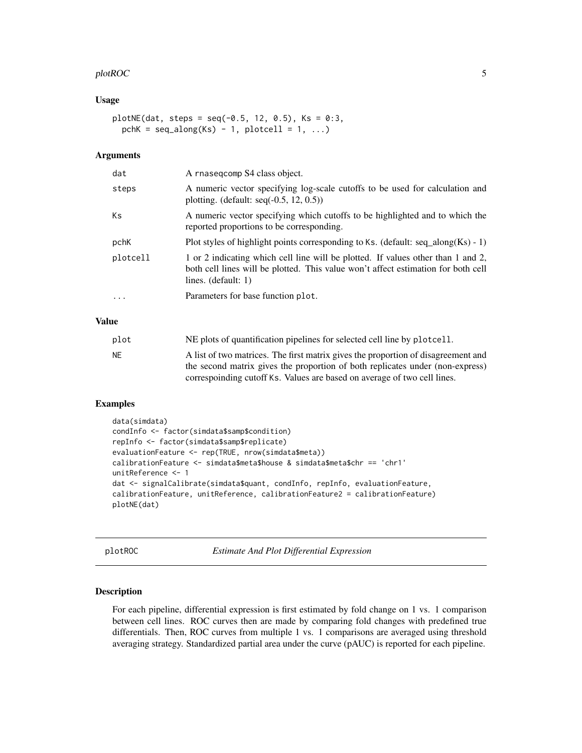## Usage

```
plotNE(dat, steps = seq(-0.5, 12, 0.5), Ks = 0:3,
  pchK = seq_along(Ks) - 1, plotcell = 1, ...)
```

## Arguments

| | |
|---|---|
| dat | A rnaseqcomp S4 class object. |
| steps | A numeric vector specifying log-scale cutoffs to be used for calculation and plotting. (default: seq(-0.5, 12, 0.5)) |
| Ks | A numeric vector specifying which cutoffs to be highlighted and to which the reported proportions to be corresponding. |
| pchK | Plot styles of highlight points corresponding to Ks. (default: seq_along(Ks) - 1) |
| plotcell | 1 or 2 indicating which cell line will be plotted. If values other than 1 and 2, both cell lines will be plotted. This value won't affect estimation for both cell lines. (default: 1) |
| ... | Parameters for base function plot. |

## Value

| | |
|---|---|
| plot | NE plots of quantification pipelines for selected cell line by plotcell. |
| NE | A list of two matrices. The first matrix gives the proportion of disagreement and the second matrix gives the proportion of both replicates under (non-express) correspoinding cutoff Ks. Values are based on average of two cell lines. |

## Examples

```
data(simdata)
condInfo <- factor(simdata$samp$condition)
repInfo <- factor(simdata$samp$replicate)
evaluationFeature <- rep(TRUE, nrow(simdata$meta))
calibrationFeature <- simdata$meta$house & simdata$meta$chr == 'chr1'
unitReference <- 1
dat <- signalCalibrate(simdata$quant, condInfo, repInfo, evaluationFeature,
calibrationFeature, unitReference, calibrationFeature2 = calibrationFeature)
plotNE(dat)
```

---

# plotROC — *Estimate And Plot Differential Expression*

## Description

For each pipeline, differential expression is first estimated by fold change on 1 vs. 1 comparison between cell lines. ROC curves then are made by comparing fold changes with predefined true differentials. Then, ROC curves from multiple 1 vs. 1 comparisons are averaged using threshold averaging strategy. Standardized partial area under the curve (pAUC) is reported for each pipeline.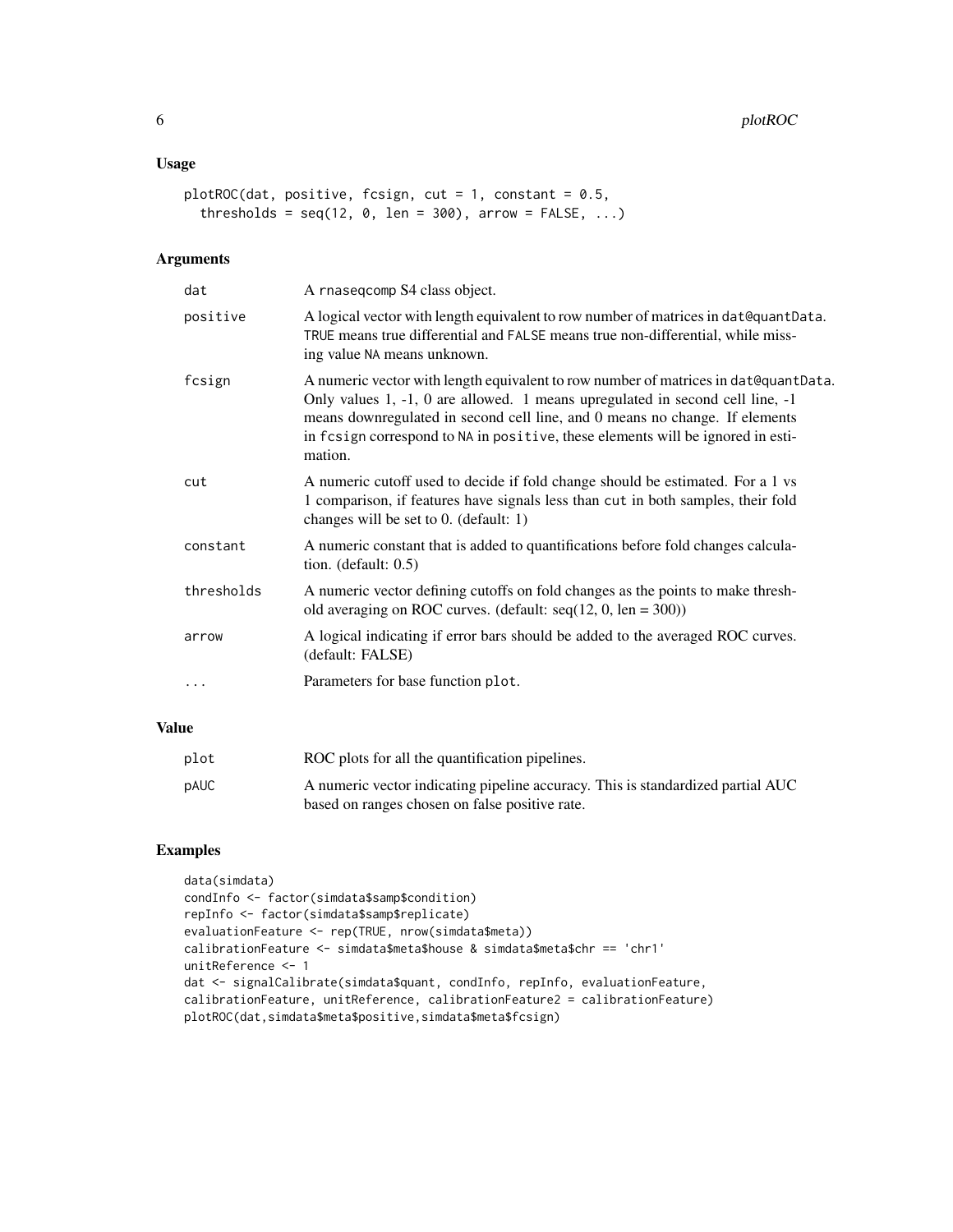## Usage

```
plotROC(dat, positive, fcsign, cut = 1, constant = 0.5,
  thresholds = seq(12, 0, len = 300), arrow = FALSE, ...)
```

## Arguments

| | |
|---|---|
| `dat` | A `rnaseqcomp` S4 class object. |
| `positive` | A logical vector with length equivalent to row number of matrices in `dat@quantData`. `TRUE` means true differential and `FALSE` means true non-differential, while missing value `NA` means unknown. |
| `fcsign` | A numeric vector with length equivalent to row number of matrices in `dat@quantData`. Only values 1, -1, 0 are allowed. 1 means upregulated in second cell line, -1 means downregulated in second cell line, and 0 means no change. If elements in `fcsign` correspond to `NA` in `positive`, these elements will be ignored in estimation. |
| `cut` | A numeric cutoff used to decide if fold change should be estimated. For a 1 vs 1 comparison, if features have signals less than `cut` in both samples, their fold changes will be set to 0. (default: 1) |
| `constant` | A numeric constant that is added to quantifications before fold changes calculation. (default: 0.5) |
| `thresholds` | A numeric vector defining cutoffs on fold changes as the points to make threshold averaging on ROC curves. (default: seq(12, 0, len = 300)) |
| `arrow` | A logical indicating if error bars should be added to the averaged ROC curves. (default: FALSE) |
| `...` | Parameters for base function `plot`. |

## Value

| | |
|---|---|
| `plot` | ROC plots for all the quantification pipelines. |
| `pAUC` | A numeric vector indicating pipeline accuracy. This is standardized partial AUC based on ranges chosen on false positive rate. |

## Examples

```
data(simdata)
condInfo <- factor(simdata$samp$condition)
repInfo <- factor(simdata$samp$replicate)
evaluationFeature <- rep(TRUE, nrow(simdata$meta))
calibrationFeature <- simdata$meta$house & simdata$meta$chr == 'chr1'
unitReference <- 1
dat <- signalCalibrate(simdata$quant, condInfo, repInfo, evaluationFeature,
calibrationFeature, unitReference, calibrationFeature2 = calibrationFeature)
plotROC(dat,simdata$meta$positive,simdata$meta$fcsign)
```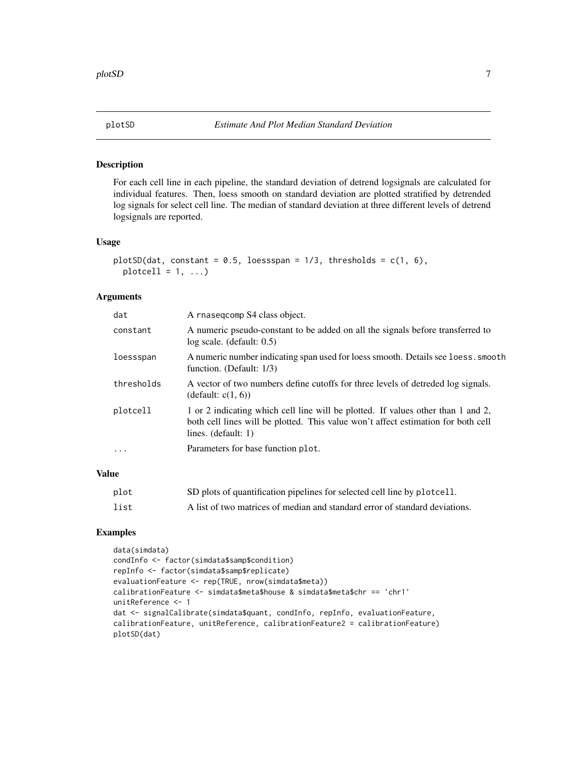## plotSD — *Estimate And Plot Median Standard Deviation*

### Description

For each cell line in each pipeline, the standard deviation of detrend logsignals are calculated for individual features. Then, loess smooth on standard deviation are plotted stratified by detrended log signals for select cell line. The median of standard deviation at three different levels of detrend logsignals are reported.

### Usage

```
plotSD(dat, constant = 0.5, loessspan = 1/3, thresholds = c(1, 6),
  plotcell = 1, ...)
```

### Arguments

| | |
|---|---|
| `dat` | A `rnaseqcomp` S4 class object. |
| `constant` | A numeric pseudo-constant to be added on all the signals before transferred to log scale. (default: 0.5) |
| `loessspan` | A numeric number indicating span used for loess smooth. Details see `loess.smooth` function. (Default: 1/3) |
| `thresholds` | A vector of two numbers define cutoffs for three levels of detreded log signals. (default: c(1, 6)) |
| `plotcell` | 1 or 2 indicating which cell line will be plotted. If values other than 1 and 2, both cell lines will be plotted. This value won't affect estimation for both cell lines. (default: 1) |
| `...` | Parameters for base function `plot`. |

### Value

| | |
|---|---|
| `plot` | SD plots of quantification pipelines for selected cell line by `plotcell`. |
| `list` | A list of two matrices of median and standard error of standard deviations. |

### Examples

```
data(simdata)
condInfo <- factor(simdata$samp$condition)
repInfo <- factor(simdata$samp$replicate)
evaluationFeature <- rep(TRUE, nrow(simdata$meta))
calibrationFeature <- simdata$meta$house & simdata$meta$chr == 'chr1'
unitReference <- 1
dat <- signalCalibrate(simdata$quant, condInfo, repInfo, evaluationFeature,
calibrationFeature, unitReference, calibrationFeature2 = calibrationFeature)
plotSD(dat)
```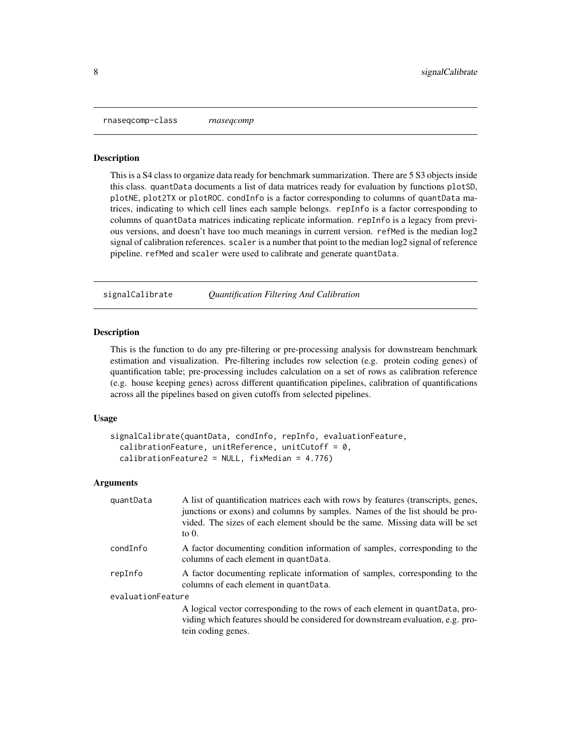## rnaseqcomp-class — *rnaseqcomp*

### Description

This is a S4 class to organize data ready for benchmark summarization. There are 5 S3 objects inside this class. `quantData` documents a list of data matrices ready for evaluation by functions `plotSD`, `plotNE`, `plot2TX` or `plotROC`. `condInfo` is a factor corresponding to columns of `quantData` matrices, indicating to which cell lines each sample belongs. `repInfo` is a factor corresponding to columns of `quantData` matrices indicating replicate information. `repInfo` is a legacy from previous versions, and doesn't have too much meanings in current version. `refMed` is the median log2 signal of calibration references. `scaler` is a number that point to the median log2 signal of reference pipeline. `refMed` and `scaler` were used to calibrate and generate `quantData`.

## signalCalibrate — *Quantification Filtering And Calibration*

### Description

This is the function to do any pre-filtering or pre-processing analysis for downstream benchmark estimation and visualization. Pre-filtering includes row selection (e.g. protein coding genes) of quantification table; pre-processing includes calculation on a set of rows as calibration reference (e.g. house keeping genes) across different quantification pipelines, calibration of quantifications across all the pipelines based on given cutoffs from selected pipelines.

### Usage

```
signalCalibrate(quantData, condInfo, repInfo, evaluationFeature,
  calibrationFeature, unitReference, unitCutoff = 0,
  calibrationFeature2 = NULL, fixMedian = 4.776)
```

### Arguments

| Argument | Description |
|---|---|
| `quantData` | A list of quantification matrices each with rows by features (transcripts, genes, junctions or exons) and columns by samples. Names of the list should be provided. The sizes of each element should be the same. Missing data will be set to 0. |
| `condInfo` | A factor documenting condition information of samples, corresponding to the columns of each element in `quantData`. |
| `repInfo` | A factor documenting replicate information of samples, corresponding to the columns of each element in `quantData`. |
| `evaluationFeature` | A logical vector corresponding to the rows of each element in `quantData`, providing which features should be considered for downstream evaluation, e.g. protein coding genes. |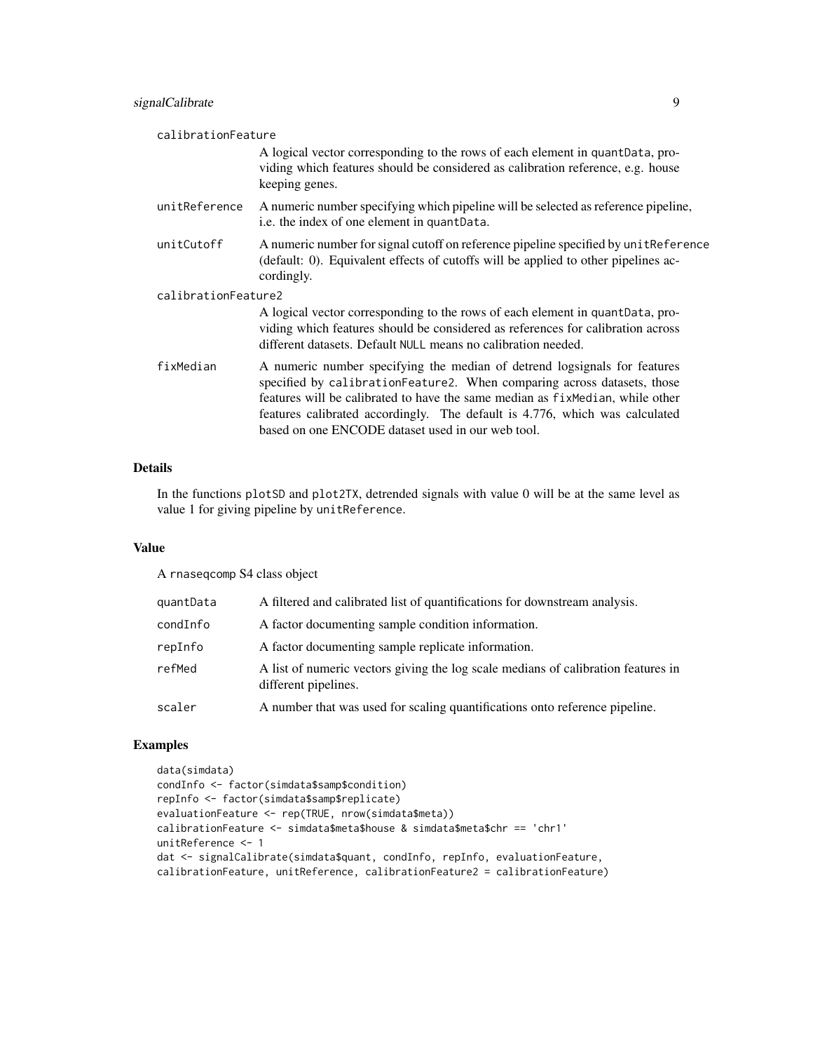calibrationFeature
: A logical vector corresponding to the rows of each element in `quantData`, providing which features should be considered as calibration reference, e.g. house keeping genes.

unitReference
: A numeric number specifying which pipeline will be selected as reference pipeline, i.e. the index of one element in `quantData`.

unitCutoff
: A numeric number for signal cutoff on reference pipeline specified by `unitReference` (default: 0). Equivalent effects of cutoffs will be applied to other pipelines accordingly.

calibrationFeature2
: A logical vector corresponding to the rows of each element in `quantData`, providing which features should be considered as references for calibration across different datasets. Default `NULL` means no calibration needed.

fixMedian
: A numeric number specifying the median of detrend logsignals for features specified by `calibrationFeature2`. When comparing across datasets, those features will be calibrated to have the same median as `fixMedian`, while other features calibrated accordingly. The default is 4.776, which was calculated based on one ENCODE dataset used in our web tool.

## Details

In the functions `plotSD` and `plot2TX`, detrended signals with value 0 will be at the same level as value 1 for giving pipeline by `unitReference`.

## Value

A `rnaseqcomp` S4 class object

| | |
|---|---|
| quantData | A filtered and calibrated list of quantifications for downstream analysis. |
| condInfo | A factor documenting sample condition information. |
| repInfo | A factor documenting sample replicate information. |
| refMed | A list of numeric vectors giving the log scale medians of calibration features in different pipelines. |
| scaler | A number that was used for scaling quantifications onto reference pipeline. |

## Examples

```
data(simdata)
condInfo <- factor(simdata$samp$condition)
repInfo <- factor(simdata$samp$replicate)
evaluationFeature <- rep(TRUE, nrow(simdata$meta))
calibrationFeature <- simdata$meta$house & simdata$meta$chr == 'chr1'
unitReference <- 1
dat <- signalCalibrate(simdata$quant, condInfo, repInfo, evaluationFeature,
calibrationFeature, unitReference, calibrationFeature2 = calibrationFeature)
```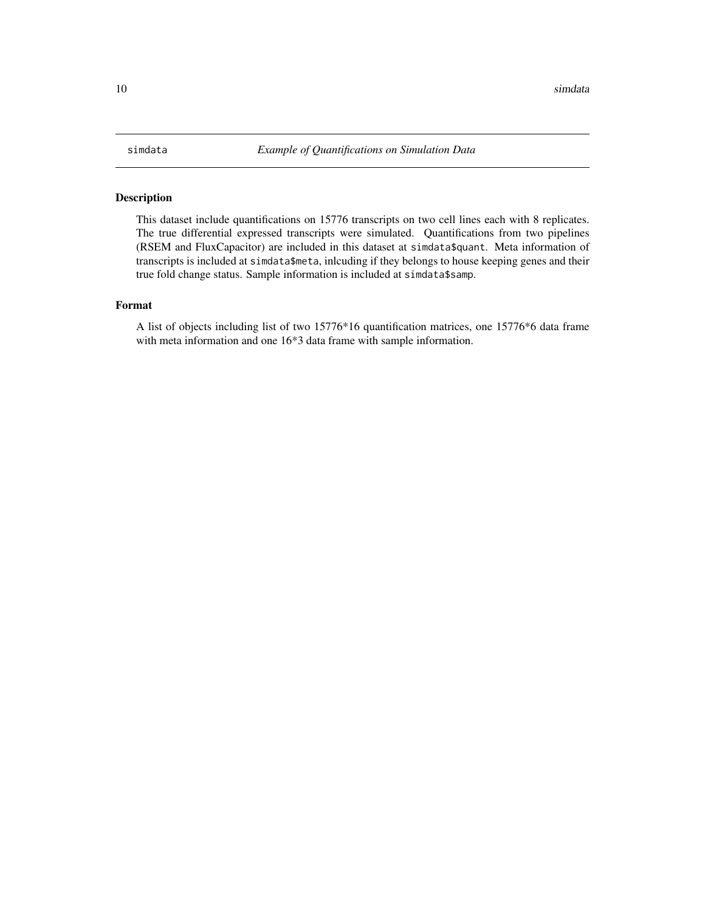## simdata *Example of Quantifications on Simulation Data*

### Description

This dataset include quantifications on 15776 transcripts on two cell lines each with 8 replicates. The true differential expressed transcripts were simulated. Quantifications from two pipelines (RSEM and FluxCapacitor) are included in this dataset at `simdata$quant`. Meta information of transcripts is included at `simdata$meta`, inlcuding if they belongs to house keeping genes and their true fold change status. Sample information is included at `simdata$samp`.

### Format

A list of objects including list of two 15776*16 quantification matrices, one 15776*6 data frame with meta information and one 16*3 data frame with sample information.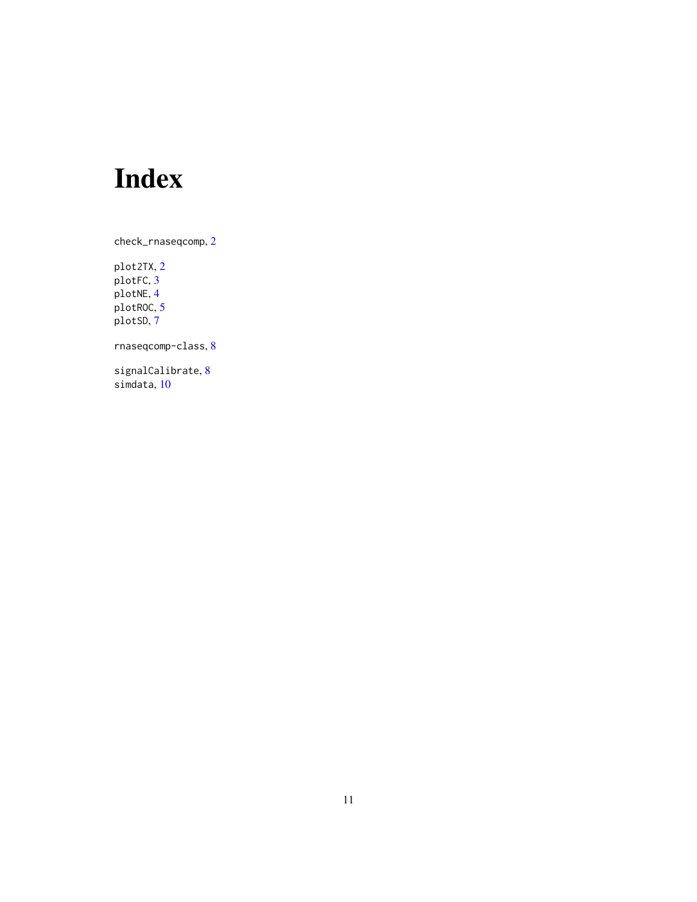# Index

check_rnaseqcomp, 2

plot2TX, 2
plotFC, 3
plotNE, 4
plotROC, 5
plotSD, 7

rnaseqcomp-class, 8

signalCalibrate, 8
simdata, 10